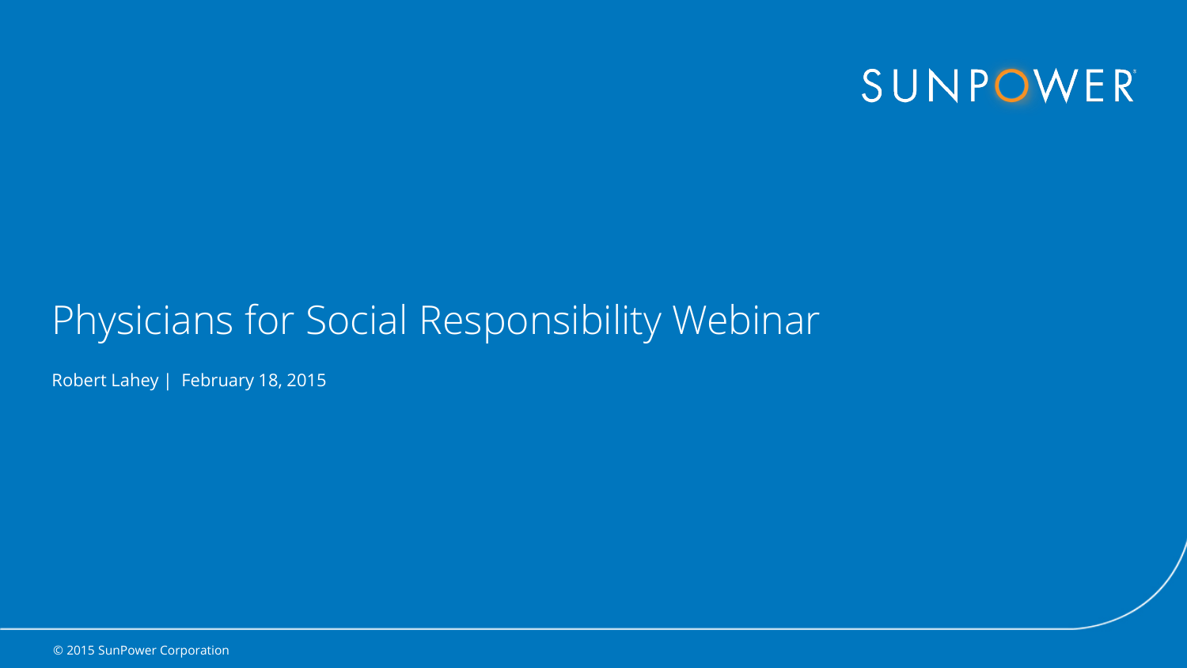SUNPOWER

# Physicians for Social Responsibility Webinar

Robert Lahey | February 18, 2015

© 2015 SunPower Corporation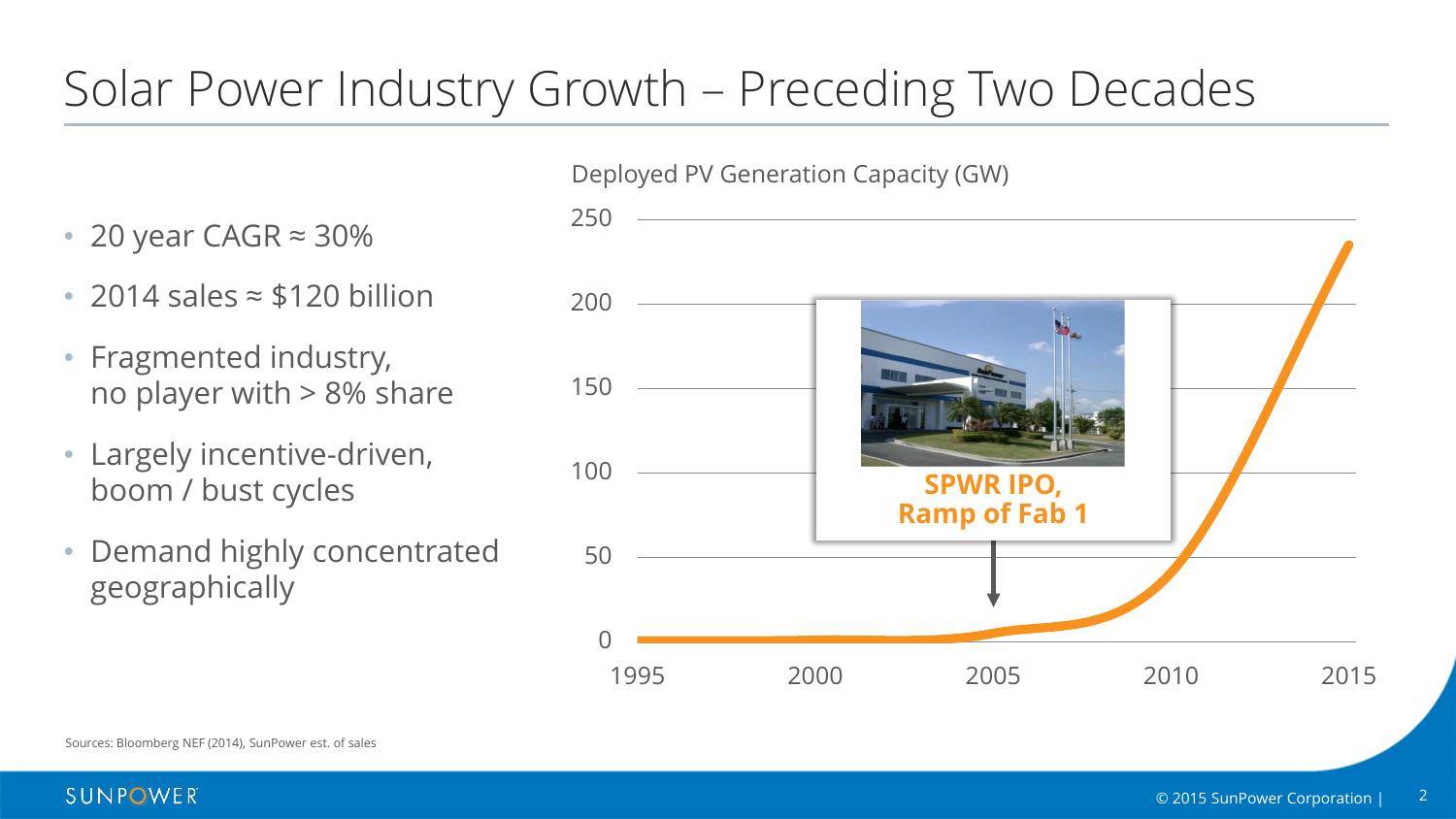# Solar Power Industry Growth – Preceding Two Decades

- 20 year CAGR ≈ 30%
- 2014 sales ≈ \$120 billion
- Fragmented industry, no player with > 8% share
- Largely incentive-driven, boom / bust cycles
- Demand highly concentrated geographically

Deployed PV Generation Capacity (GW)

250
200
150
100
50
0

1995 2000 2005 2010 2015

**SPWR IPO, Ramp of Fab 1**

Sources: Bloomberg NEF (2014), SunPower est. of sales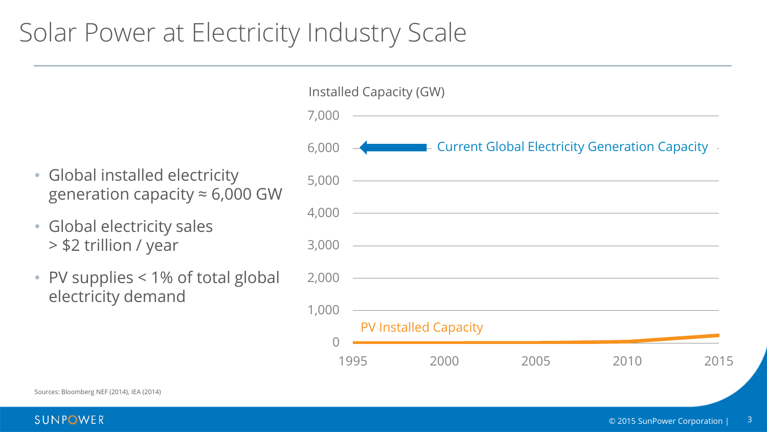# Solar Power at Electricity Industry Scale

- Global installed electricity generation capacity ≈ 6,000 GW
- Global electricity sales > $2 trillion / year
- PV supplies < 1% of total global electricity demand

Installed Capacity (GW)

7,000
6,000 — Current Global Electricity Generation Capacity
5,000
4,000
3,000
2,000
1,000
PV Installed Capacity
0

1995 2000 2005 2010 2015

Sources: Bloomberg NEF (2014), IEA (2014)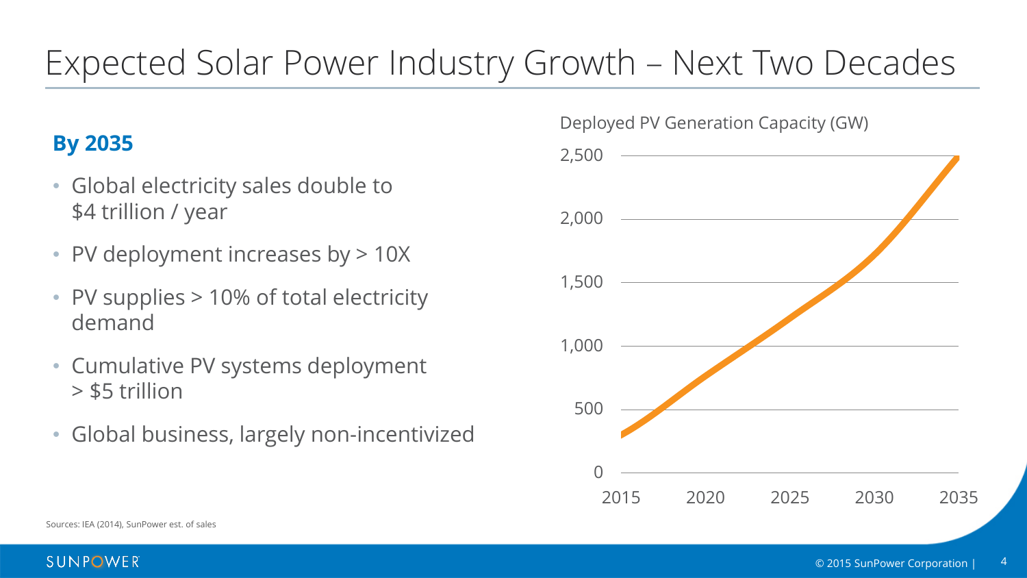# Expected Solar Power Industry Growth – Next Two Decades

**By 2035**

- Global electricity sales double to $4 trillion / year
- PV deployment increases by > 10X
- PV supplies > 10% of total electricity demand
- Cumulative PV systems deployment > $5 trillion
- Global business, largely non-incentivized

Deployed PV Generation Capacity (GW)

2,500
2,000
1,500
1,000
500
0

2015 2020 2025 2030 2035

Sources: IEA (2014), SunPower est. of sales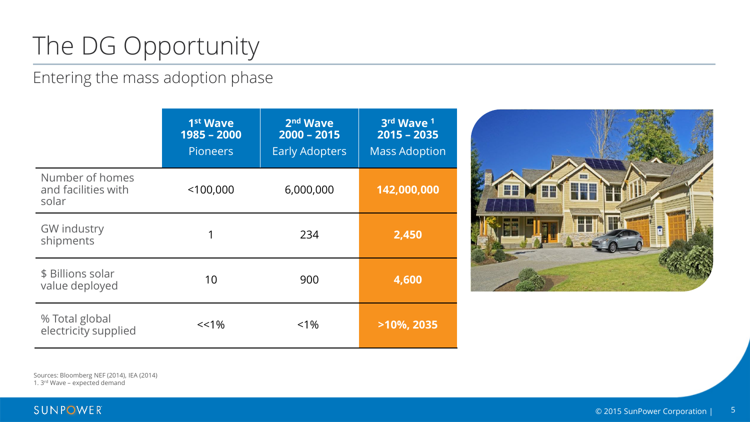# The DG Opportunity

## Entering the mass adoption phase

| | 1st Wave 1985 – 2000 Pioneers | 2nd Wave 2000 – 2015 Early Adopters | 3rd Wave [1] 2015 – 2035 Mass Adoption |
|---|---|---|---|
| Number of homes and facilities with solar | <100,000 | 6,000,000 | **142,000,000** |
| GW industry shipments | 1 | 234 | **2,450** |
| $ Billions solar value deployed | 10 | 900 | **4,600** |
| % Total global electricity supplied | <<1% | <1% | **>10%, 2035** |

Sources: Bloomberg NEF (2014), IEA (2014)

1. 3rd Wave – expected demand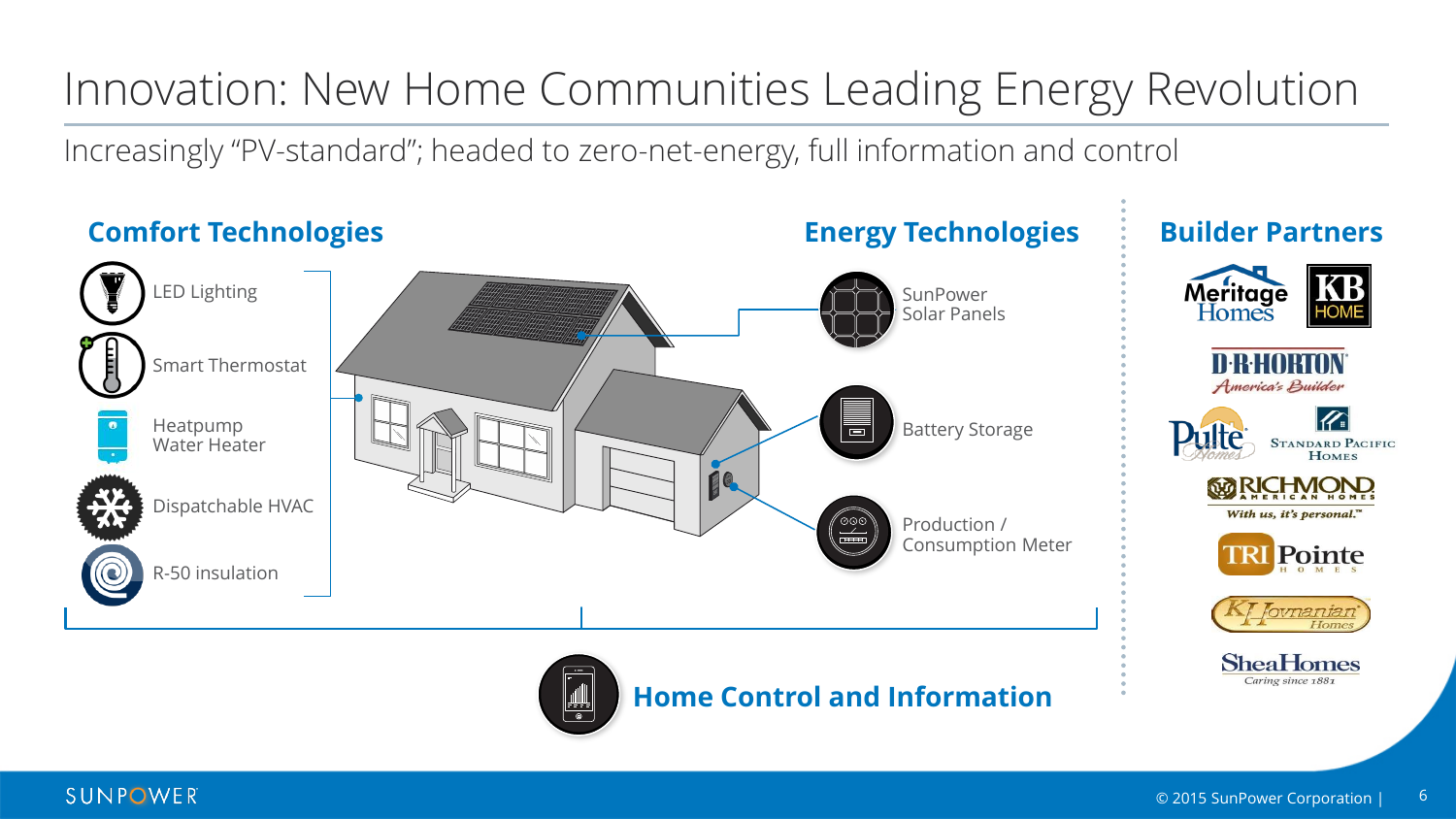# Innovation: New Home Communities Leading Energy Revolution

Increasingly "PV-standard"; headed to zero-net-energy, full information and control

## Comfort Technologies

- LED Lighting
- Smart Thermostat
- Heatpump Water Heater
- Dispatchable HVAC
- R-50 insulation

## Energy Technologies

- SunPower Solar Panels
- Battery Storage
- Production / Consumption Meter

## Home Control and Information

## Builder Partners

- Meritage Homes
- KB Home
- D.R. Horton – America's Builder
- Pulte Homes
- Standard Pacific Homes
- Richmond American Homes – With us, it's personal.™
- TRI Pointe Homes
- K. Hovnanian Homes
- Shea Homes – Caring since 1881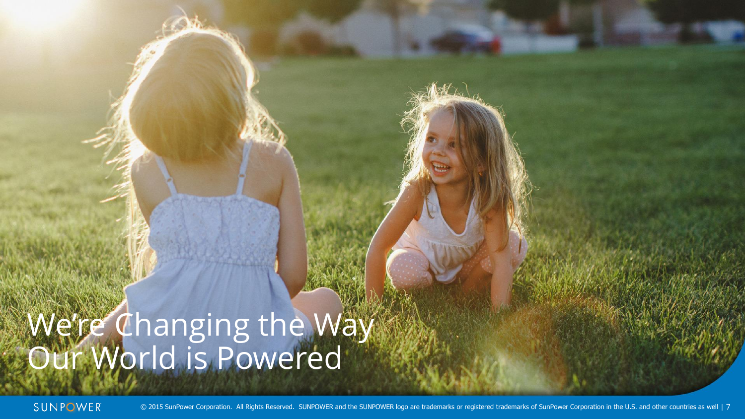# We're Changing the Way Our World is Powered

SUNPOWER

© 2015 SunPower Corporation. All Rights Reserved. SUNPOWER and the SUNPOWER logo are trademarks or registered trademarks of SunPower Corporation in the U.S. and other countries as well